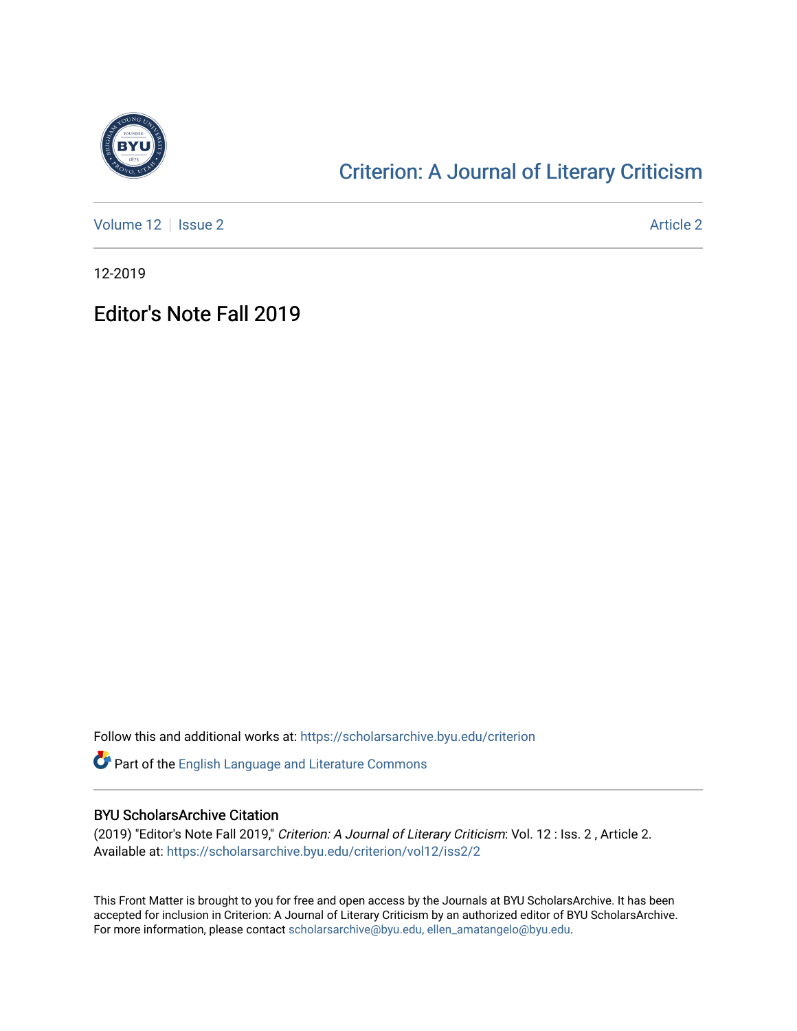[Criterion: A Journal of Literary Criticism](https://scholarsarchive.byu.edu/criterion)

Volume 12 | Issue 2 Article 2

12-2019

# Editor's Note Fall 2019

Follow this and additional works at: https://scholarsarchive.byu.edu/criterion

Part of the English Language and Literature Commons

## BYU ScholarsArchive Citation

(2019) "Editor's Note Fall 2019," *Criterion: A Journal of Literary Criticism*: Vol. 12 : Iss. 2 , Article 2. Available at: https://scholarsarchive.byu.edu/criterion/vol12/iss2/2

This Front Matter is brought to you for free and open access by the Journals at BYU ScholarsArchive. It has been accepted for inclusion in Criterion: A Journal of Literary Criticism by an authorized editor of BYU ScholarsArchive. For more information, please contact scholarsarchive@byu.edu, ellen_amatangelo@byu.edu.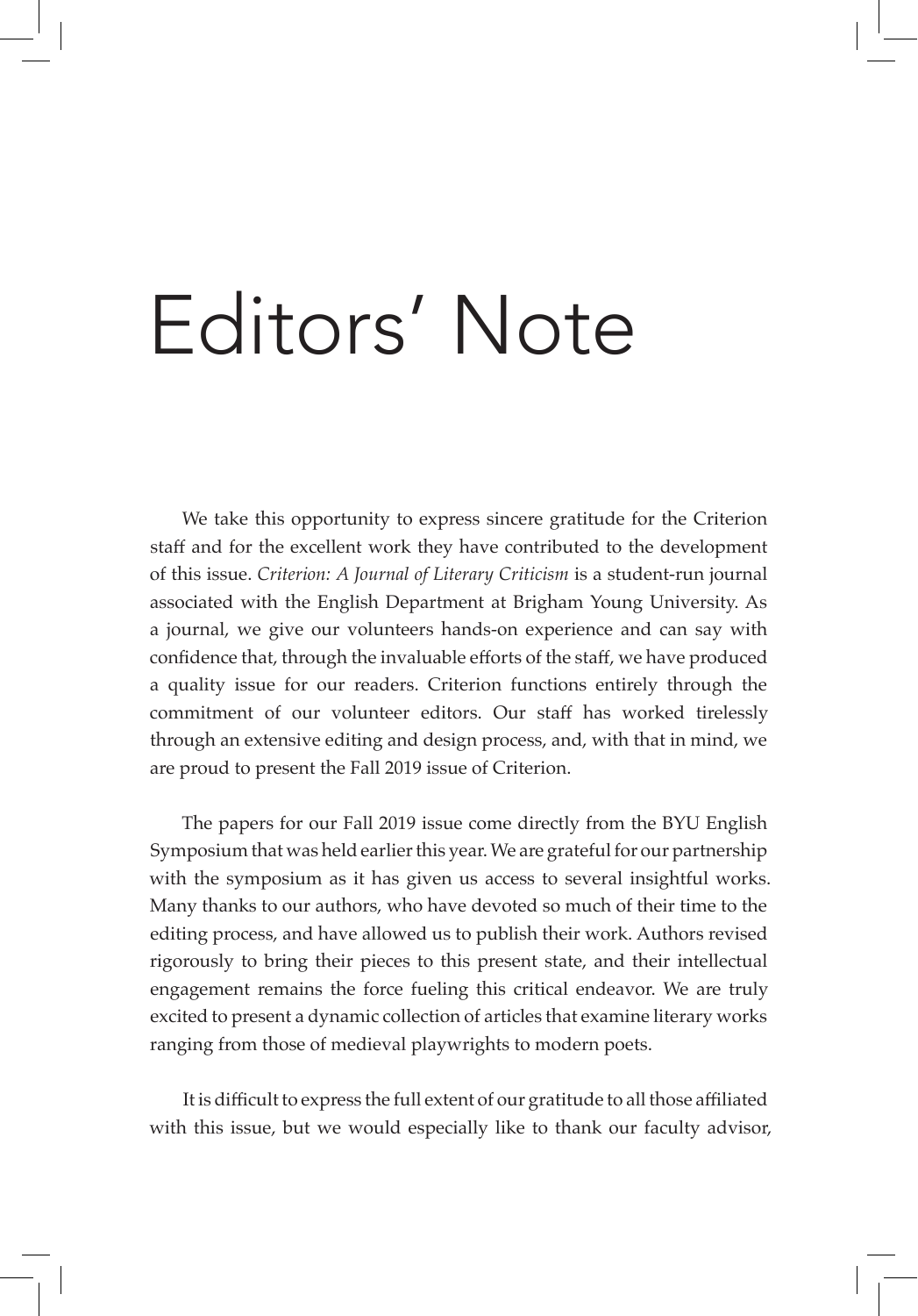# Editors' Note

We take this opportunity to express sincere gratitude for the Criterion staff and for the excellent work they have contributed to the development of this issue. *Criterion: A Journal of Literary Criticism* is a student-run journal associated with the English Department at Brigham Young University. As a journal, we give our volunteers hands-on experience and can say with confidence that, through the invaluable efforts of the staff, we have produced a quality issue for our readers. Criterion functions entirely through the commitment of our volunteer editors. Our staff has worked tirelessly through an extensive editing and design process, and, with that in mind, we are proud to present the Fall 2019 issue of Criterion.

The papers for our Fall 2019 issue come directly from the BYU English Symposium that was held earlier this year. We are grateful for our partnership with the symposium as it has given us access to several insightful works. Many thanks to our authors, who have devoted so much of their time to the editing process, and have allowed us to publish their work. Authors revised rigorously to bring their pieces to this present state, and their intellectual engagement remains the force fueling this critical endeavor. We are truly excited to present a dynamic collection of articles that examine literary works ranging from those of medieval playwrights to modern poets.

It is difficult to express the full extent of our gratitude to all those affiliated with this issue, but we would especially like to thank our faculty advisor,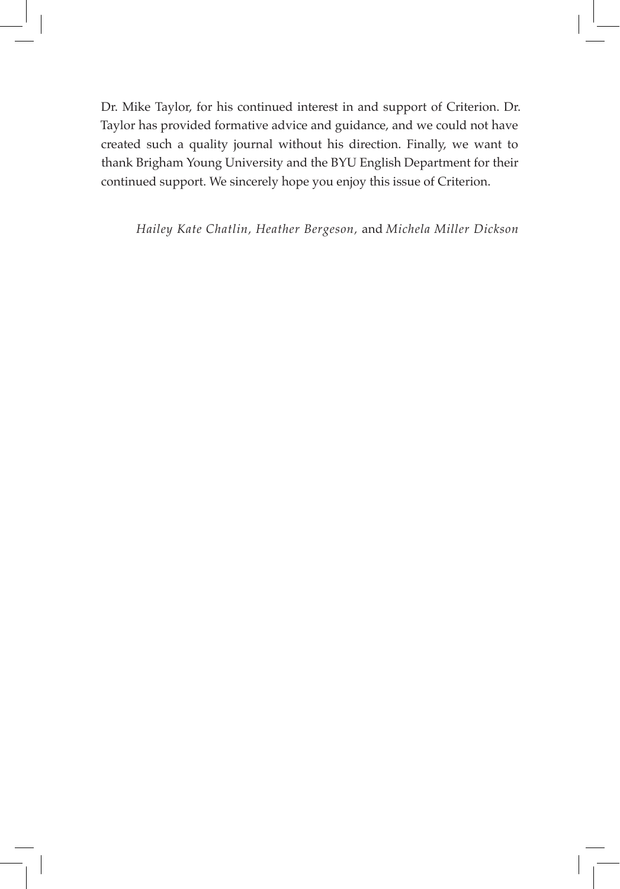Dr. Mike Taylor, for his continued interest in and support of Criterion. Dr. Taylor has provided formative advice and guidance, and we could not have created such a quality journal without his direction. Finally, we want to thank Brigham Young University and the BYU English Department for their continued support. We sincerely hope you enjoy this issue of Criterion.

*Hailey Kate Chatlin, Heather Bergeson,* and *Michela Miller Dickson*